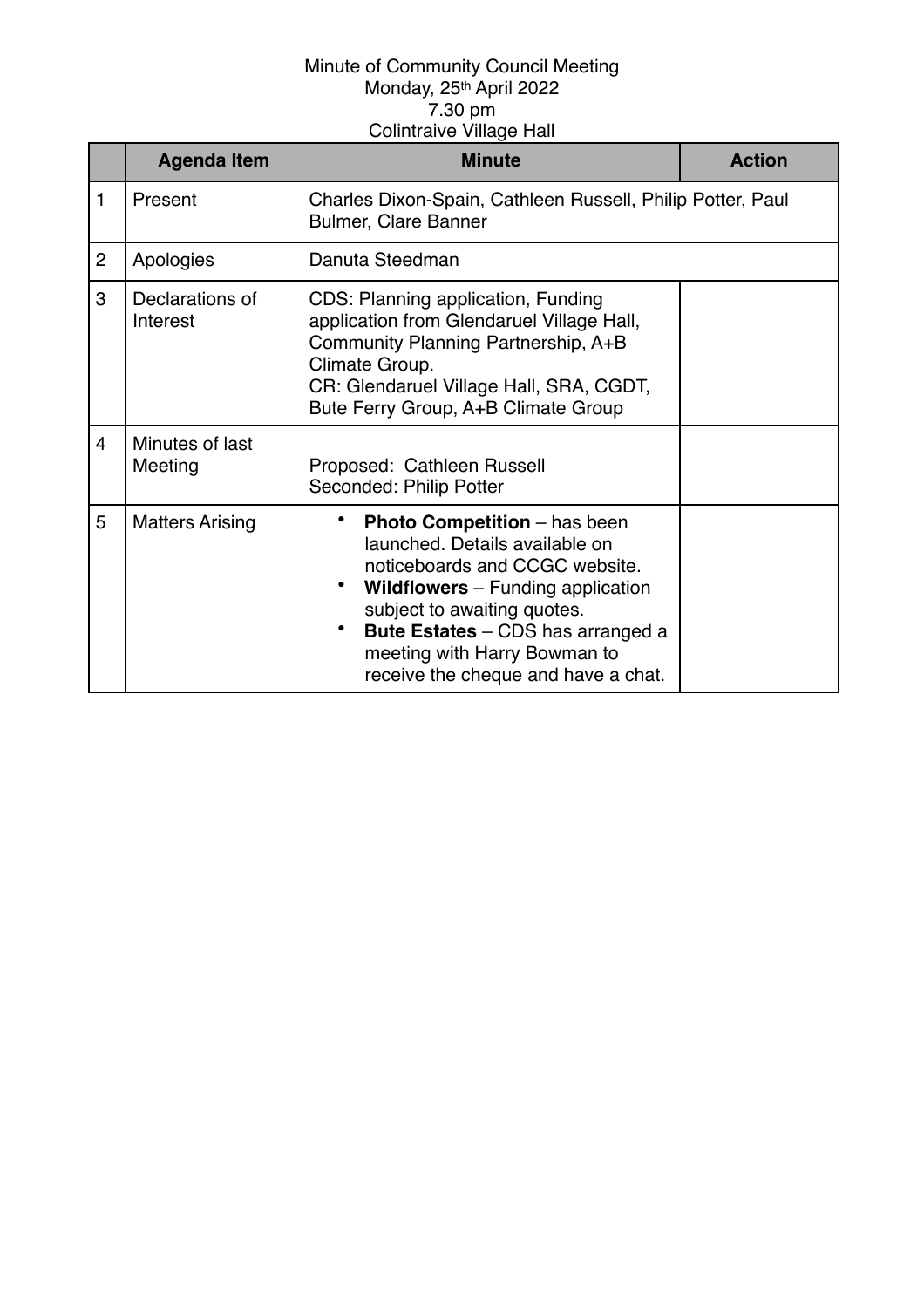Minute of Community Council Meeting
Monday, 25th April 2022
7.30 pm
Colintraive Village Hall

| | Agenda Item | Minute | Action |
|---|---|---|---|
| 1 | Present | Charles Dixon-Spain, Cathleen Russell, Philip Potter, Paul Bulmer, Clare Banner | |
| 2 | Apologies | Danuta Steedman | |
| 3 | Declarations of Interest | CDS: Planning application, Funding application from Glendaruel Village Hall, Community Planning Partnership, A+B Climate Group.<br>CR: Glendaruel Village Hall, SRA, CGDT, Bute Ferry Group, A+B Climate Group | |
| 4 | Minutes of last Meeting | Proposed: Cathleen Russell<br>Seconded: Philip Potter | |
| 5 | Matters Arising | • **Photo Competition** – has been launched. Details available on noticeboards and CCGC website.<br>• **Wildflowers** – Funding application subject to awaiting quotes.<br>• **Bute Estates** – CDS has arranged a meeting with Harry Bowman to receive the cheque and have a chat. | |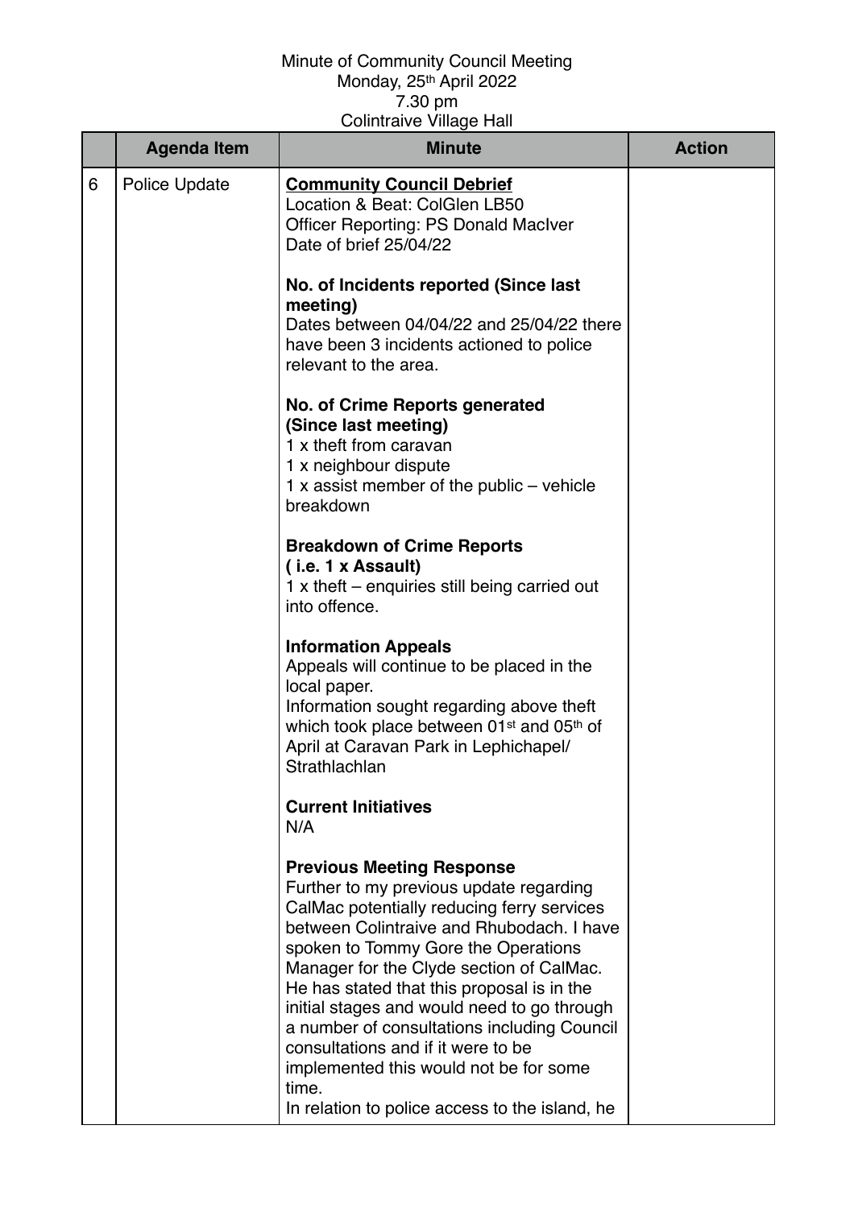Minute of Community Council Meeting
Monday, 25th April 2022
7.30 pm
Colintraive Village Hall

| | Agenda Item | Minute | Action |
|---|---|---|---|
| 6 | Police Update | **Community Council Debrief**<br>Location & Beat: ColGlen LB50<br>Officer Reporting: PS Donald MacIver<br>Date of brief 25/04/22<br><br>**No. of Incidents reported (Since last meeting)**<br>Dates between 04/04/22 and 25/04/22 there have been 3 incidents actioned to police relevant to the area.<br><br>**No. of Crime Reports generated (Since last meeting)**<br>1 x theft from caravan<br>1 x neighbour dispute<br>1 x assist member of the public – vehicle breakdown<br><br>**Breakdown of Crime Reports ( i.e. 1 x Assault)**<br>1 x theft – enquiries still being carried out into offence.<br><br>**Information Appeals**<br>Appeals will continue to be placed in the local paper.<br>Information sought regarding above theft which took place between 01st and 05th of April at Caravan Park in Lephichapel/ Strathlachlan<br><br>**Current Initiatives**<br>N/A<br><br>**Previous Meeting Response**<br>Further to my previous update regarding CalMac potentially reducing ferry services between Colintraive and Rhubodach. I have spoken to Tommy Gore the Operations Manager for the Clyde section of CalMac. He has stated that this proposal is in the initial stages and would need to go through a number of consultations including Council consultations and if it were to be implemented this would not be for some time.<br>In relation to police access to the island, he | |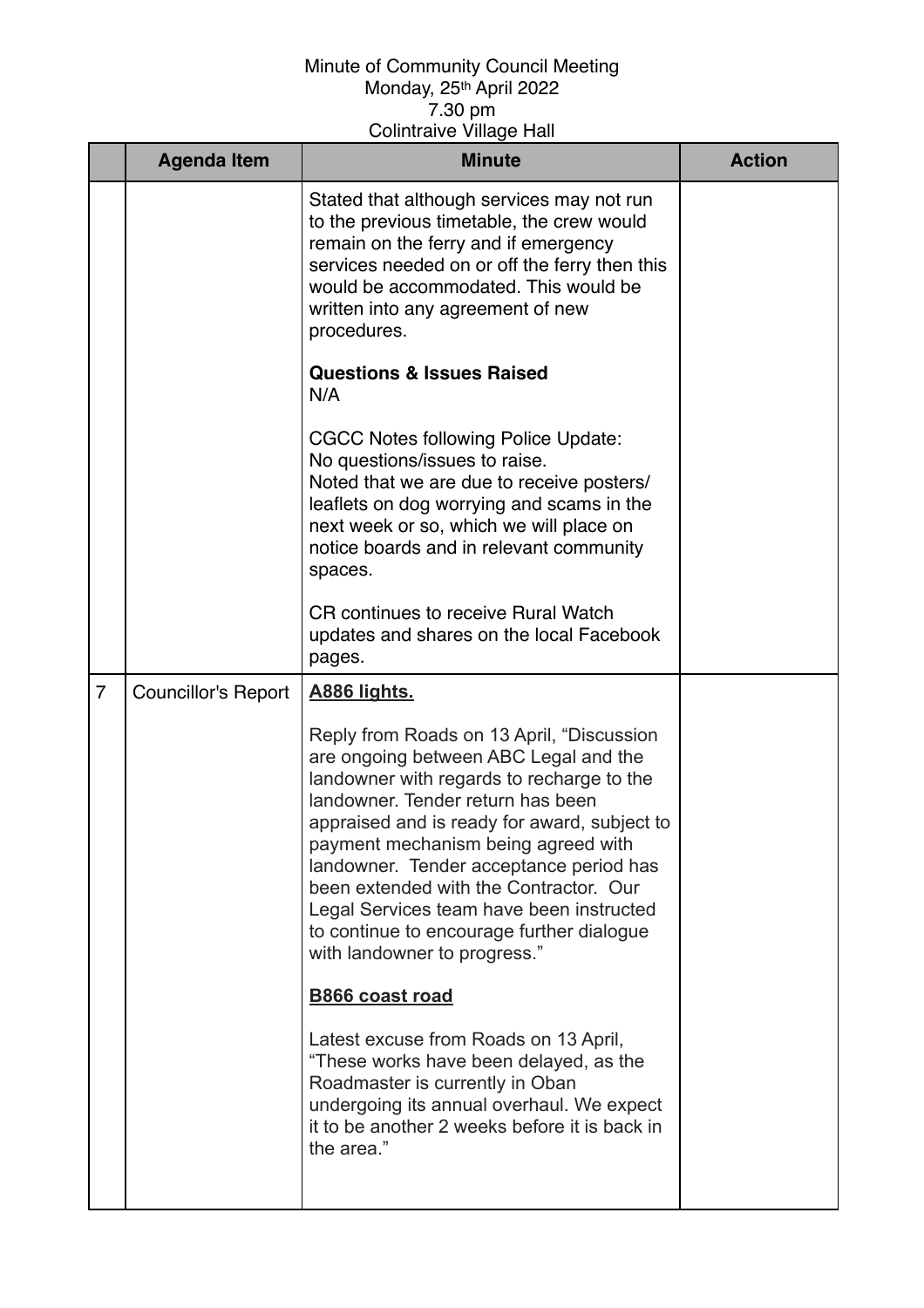Minute of Community Council Meeting
Monday, 25th April 2022
7.30 pm
Colintraive Village Hall

| | Agenda Item | Minute | Action |
|---|---|---|---|
| | | Stated that although services may not run to the previous timetable, the crew would remain on the ferry and if emergency services needed on or off the ferry then this would be accommodated. This would be written into any agreement of new procedures.<br><br>**Questions & Issues Raised**<br>N/A<br><br>CGCC Notes following Police Update:<br>No questions/issues to raise.<br>Noted that we are due to receive posters/ leaflets on dog worrying and scams in the next week or so, which we will place on notice boards and in relevant community spaces.<br><br>CR continues to receive Rural Watch updates and shares on the local Facebook pages. | |
| 7 | Councillor's Report | **A886 lights.**<br><br>Reply from Roads on 13 April, "Discussion are ongoing between ABC Legal and the landowner with regards to recharge to the landowner. Tender return has been appraised and is ready for award, subject to payment mechanism being agreed with landowner. Tender acceptance period has been extended with the Contractor. Our Legal Services team have been instructed to continue to encourage further dialogue with landowner to progress."<br><br>**B866 coast road**<br><br>Latest excuse from Roads on 13 April, "These works have been delayed, as the Roadmaster is currently in Oban undergoing its annual overhaul. We expect it to be another 2 weeks before it is back in the area." | |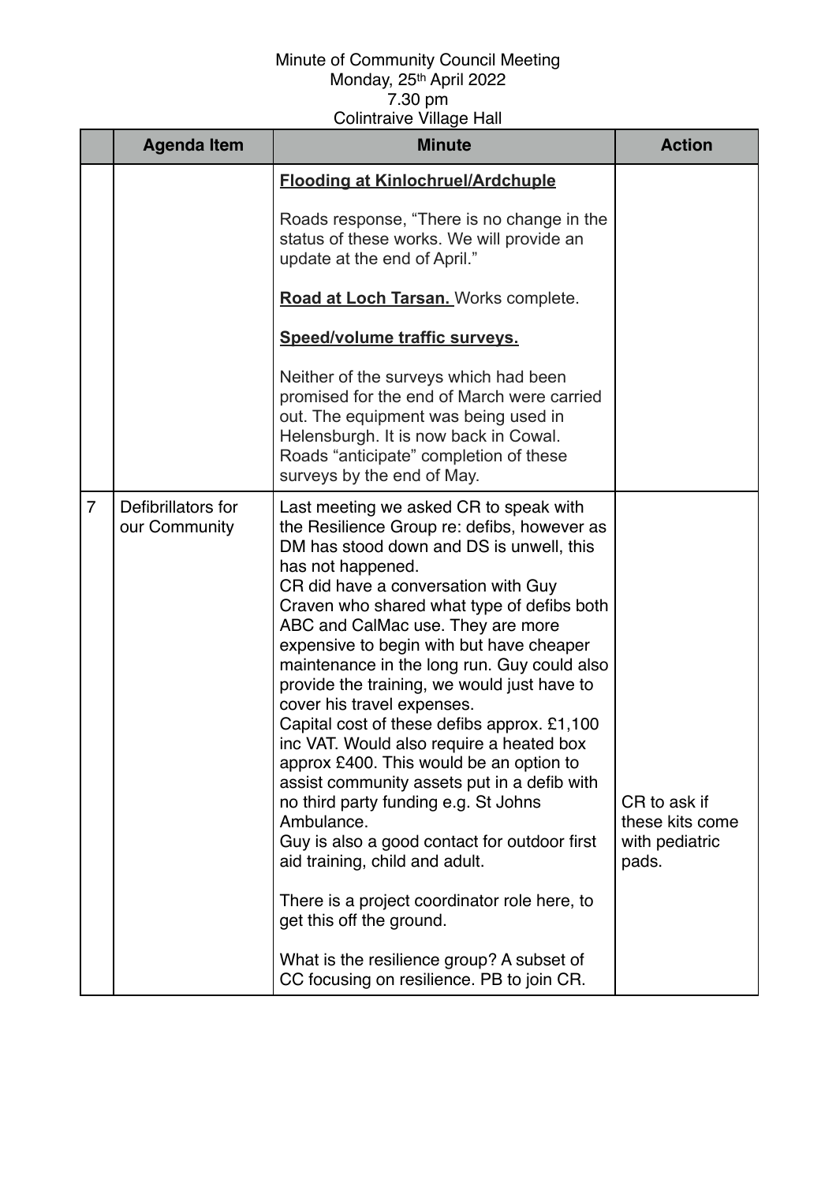Minute of Community Council Meeting
Monday, 25th April 2022
7.30 pm
Colintraive Village Hall

| | Agenda Item | Minute | Action |
|---|---|---|---|
| | | **Flooding at Kinlochruel/Ardchuple**<br><br>Roads response, "There is no change in the status of these works. We will provide an update at the end of April."<br><br>**Road at Loch Tarsan.** Works complete.<br><br>**Speed/volume traffic surveys.**<br><br>Neither of the surveys which had been promised for the end of March were carried out. The equipment was being used in Helensburgh. It is now back in Cowal. Roads "anticipate" completion of these surveys by the end of May. | |
| 7 | Defibrillators for our Community | Last meeting we asked CR to speak with the Resilience Group re: defibs, however as DM has stood down and DS is unwell, this has not happened.<br>CR did have a conversation with Guy Craven who shared what type of defibs both ABC and CalMac use. They are more expensive to begin with but have cheaper maintenance in the long run. Guy could also provide the training, we would just have to cover his travel expenses.<br>Capital cost of these defibs approx. £1,100 inc VAT. Would also require a heated box approx £400. This would be an option to assist community assets put in a defib with no third party funding e.g. St Johns Ambulance.<br>Guy is also a good contact for outdoor first aid training, child and adult.<br><br>There is a project coordinator role here, to get this off the ground.<br><br>What is the resilience group? A subset of CC focusing on resilience. PB to join CR. | CR to ask if these kits come with pediatric pads. |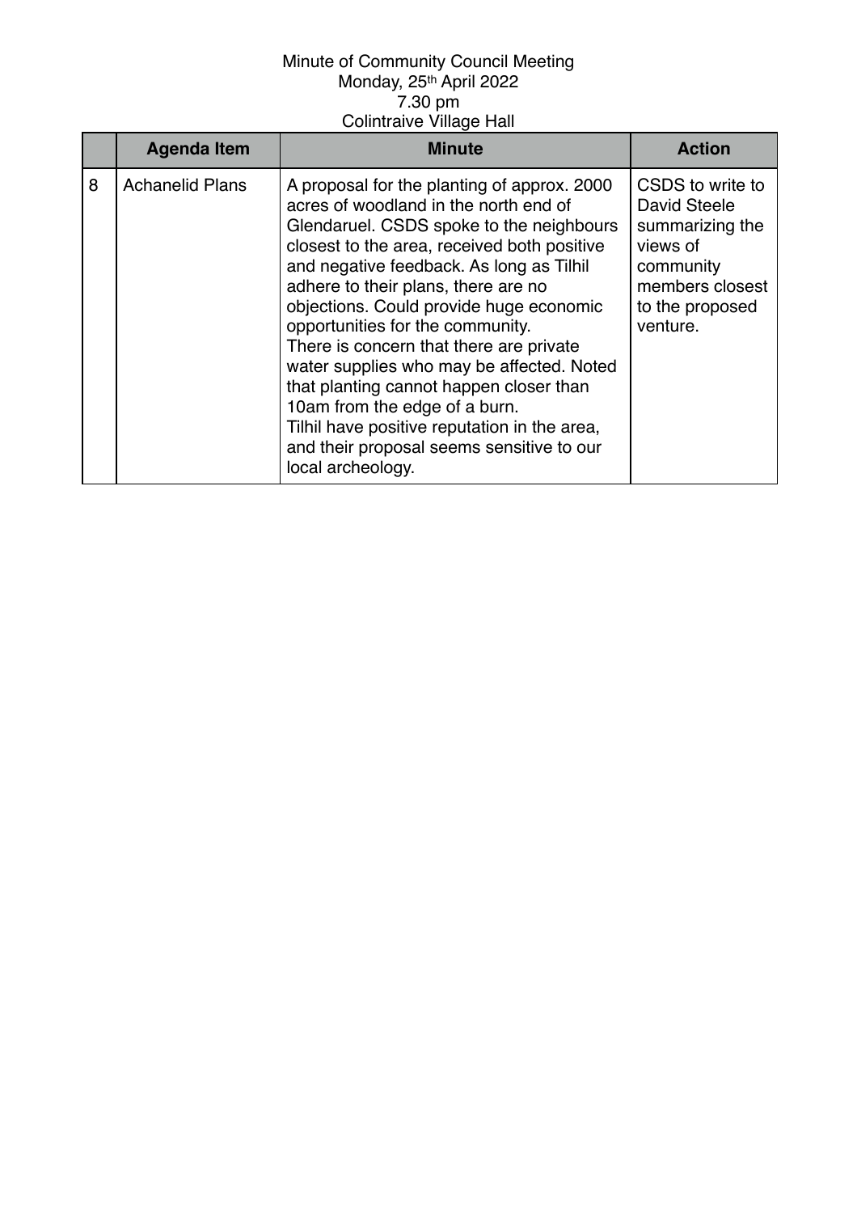Minute of Community Council Meeting
Monday, 25th April 2022
7.30 pm
Colintraive Village Hall

| | Agenda Item | Minute | Action |
|---|---|---|---|
| 8 | Achanelid Plans | A proposal for the planting of approx. 2000 acres of woodland in the north end of Glendaruel. CSDS spoke to the neighbours closest to the area, received both positive and negative feedback. As long as Tilhil adhere to their plans, there are no objections. Could provide huge economic opportunities for the community.<br>There is concern that there are private water supplies who may be affected. Noted that planting cannot happen closer than 10am from the edge of a burn.<br>Tilhil have positive reputation in the area, and their proposal seems sensitive to our local archeology. | CSDS to write to David Steele summarizing the views of community members closest to the proposed venture. |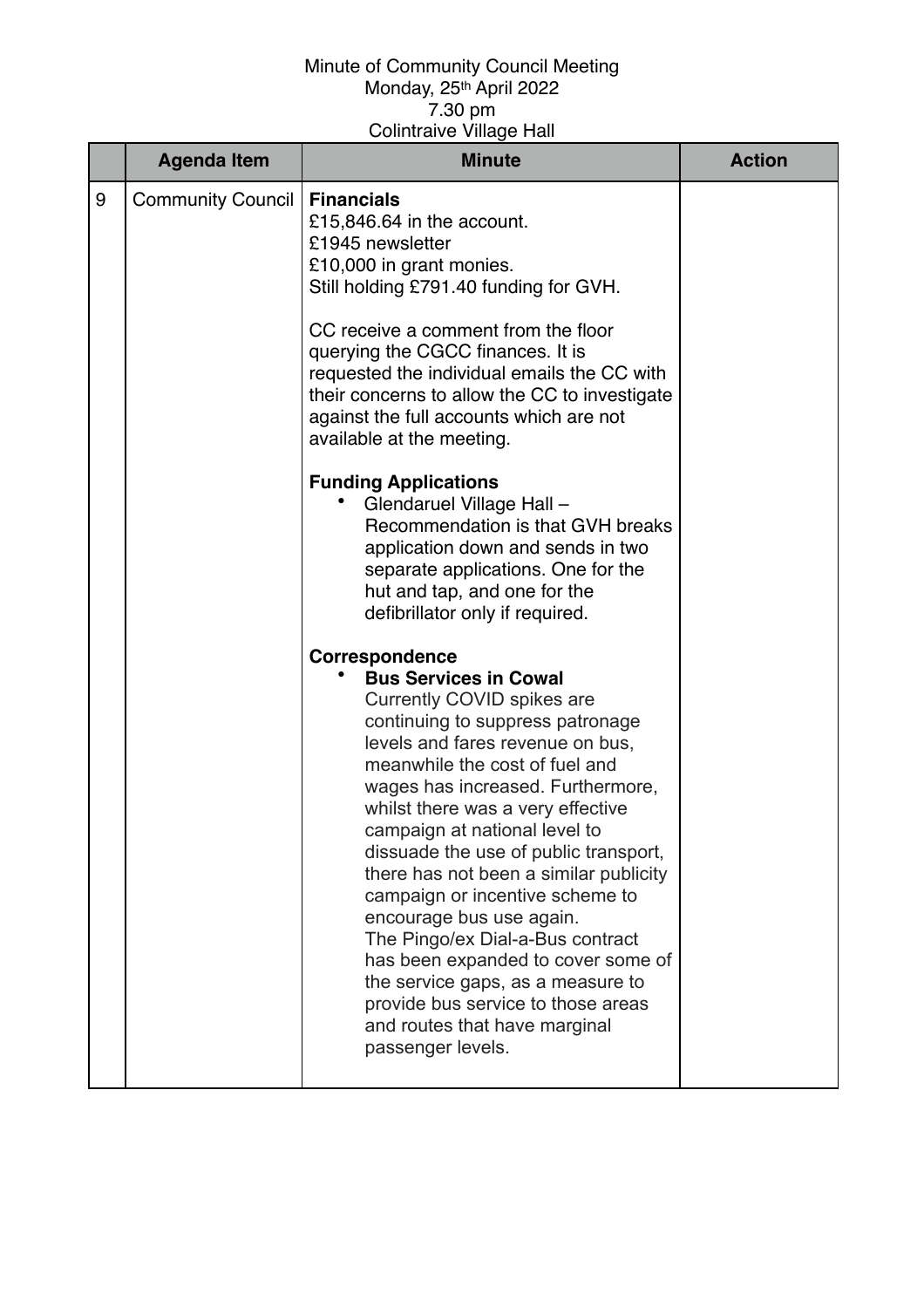Minute of Community Council Meeting
Monday, 25th April 2022
7.30 pm
Colintraive Village Hall

| | Agenda Item | Minute | Action |
|---|---|---|---|
| 9 | Community Council | **Financials**<br>£15,846.64 in the account.<br>£1945 newsletter<br>£10,000 in grant monies.<br>Still holding £791.40 funding for GVH.<br><br>CC receive a comment from the floor querying the CGCC finances. It is requested the individual emails the CC with their concerns to allow the CC to investigate against the full accounts which are not available at the meeting.<br><br>**Funding Applications**<br>• Glendaruel Village Hall – Recommendation is that GVH breaks application down and sends in two separate applications. One for the hut and tap, and one for the defibrillator only if required.<br><br>**Correspondence**<br>• **Bus Services in Cowal**<br>Currently COVID spikes are continuing to suppress patronage levels and fares revenue on bus, meanwhile the cost of fuel and wages has increased. Furthermore, whilst there was a very effective campaign at national level to dissuade the use of public transport, there has not been a similar publicity campaign or incentive scheme to encourage bus use again.<br>The Pingo/ex Dial-a-Bus contract has been expanded to cover some of the service gaps, as a measure to provide bus service to those areas and routes that have marginal passenger levels. | |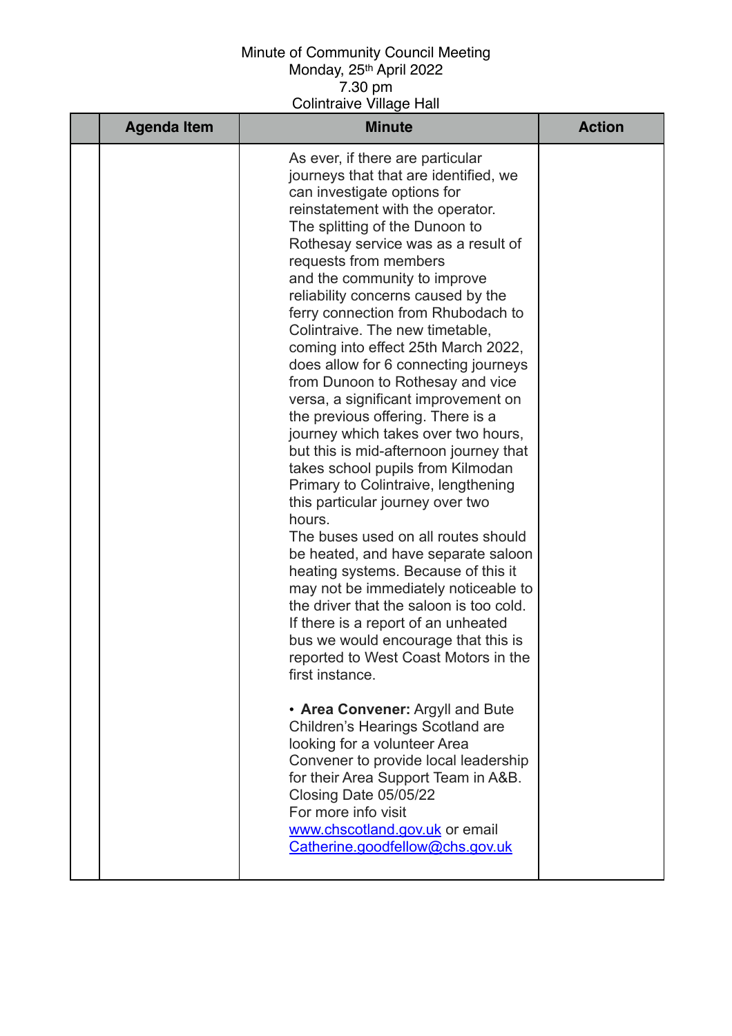Minute of Community Council Meeting
Monday, 25th April 2022
7.30 pm
Colintraive Village Hall

| | Agenda Item | Minute | Action |
|---|---|---|---|
| | | As ever, if there are particular journeys that that are identified, we can investigate options for reinstatement with the operator. The splitting of the Dunoon to Rothesay service was as a result of requests from members and the community to improve reliability concerns caused by the ferry connection from Rhubodach to Colintraive. The new timetable, coming into effect 25th March 2022, does allow for 6 connecting journeys from Dunoon to Rothesay and vice versa, a significant improvement on the previous offering. There is a journey which takes over two hours, but this is mid-afternoon journey that takes school pupils from Kilmodan Primary to Colintraive, lengthening this particular journey over two hours.<br>The buses used on all routes should be heated, and have separate saloon heating systems. Because of this it may not be immediately noticeable to the driver that the saloon is too cold. If there is a report of an unheated bus we would encourage that this is reported to West Coast Motors in the first instance.<br><br>• **Area Convener:** Argyll and Bute Children's Hearings Scotland are looking for a volunteer Area Convener to provide local leadership for their Area Support Team in A&B. Closing Date 05/05/22<br>For more info visit www.chscotland.gov.uk or email Catherine.goodfellow@chs.gov.uk | |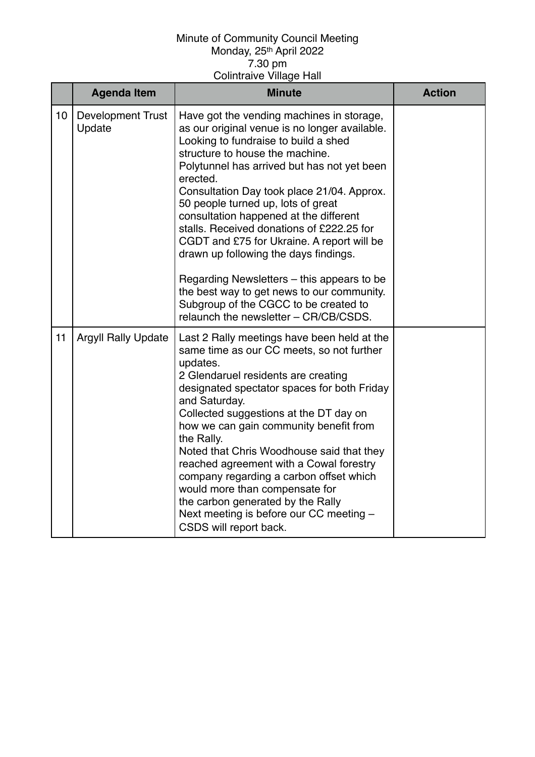Minute of Community Council Meeting
Monday, 25th April 2022
7.30 pm
Colintraive Village Hall

| | Agenda Item | Minute | Action |
|---|---|---|---|
| 10 | Development Trust Update | Have got the vending machines in storage, as our original venue is no longer available. Looking to fundraise to build a shed structure to house the machine.<br>Polytunnel has arrived but has not yet been erected.<br>Consultation Day took place 21/04. Approx. 50 people turned up, lots of great consultation happened at the different stalls. Received donations of £222.25 for CGDT and £75 for Ukraine. A report will be drawn up following the days findings.<br><br>Regarding Newsletters – this appears to be the best way to get news to our community. Subgroup of the CGCC to be created to relaunch the newsletter – CR/CB/CSDS. | |
| 11 | Argyll Rally Update | Last 2 Rally meetings have been held at the same time as our CC meets, so not further updates.<br>2 Glendaruel residents are creating designated spectator spaces for both Friday and Saturday.<br>Collected suggestions at the DT day on how we can gain community benefit from the Rally.<br>Noted that Chris Woodhouse said that they reached agreement with a Cowal forestry company regarding a carbon offset which would more than compensate for the carbon generated by the Rally<br>Next meeting is before our CC meeting – CSDS will report back. | |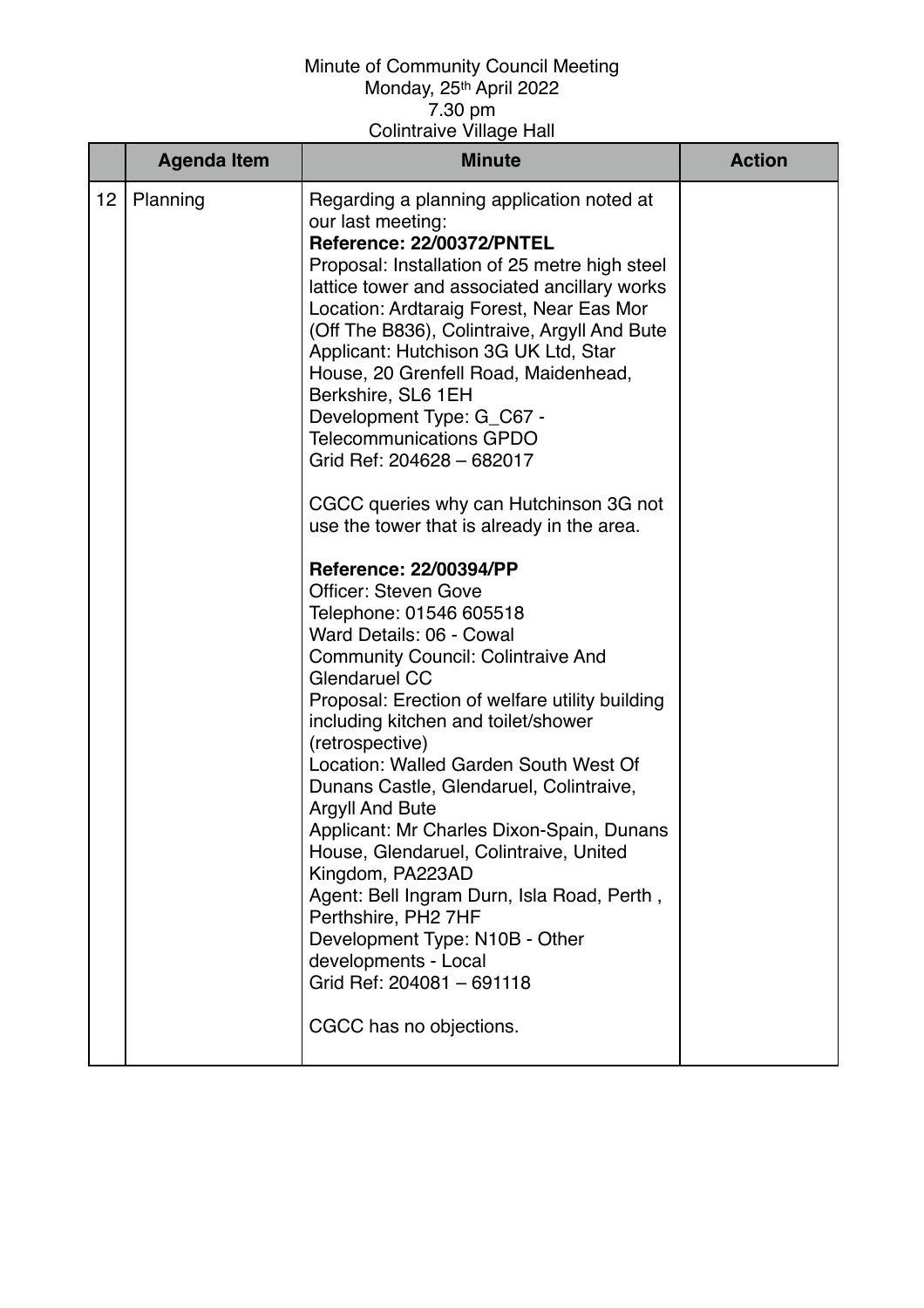Minute of Community Council Meeting
Monday, 25th April 2022
7.30 pm
Colintraive Village Hall

| | Agenda Item | Minute | Action |
|---|---|---|---|
| 12 | Planning | Regarding a planning application noted at our last meeting:<br>**Reference: 22/00372/PNTEL**<br>Proposal: Installation of 25 metre high steel lattice tower and associated ancillary works<br>Location: Ardtaraig Forest, Near Eas Mor (Off The B836), Colintraive, Argyll And Bute<br>Applicant: Hutchison 3G UK Ltd, Star House, 20 Grenfell Road, Maidenhead, Berkshire, SL6 1EH<br>Development Type: G_C67 - Telecommunications GPDO<br>Grid Ref: 204628 – 682017<br><br>CGCC queries why can Hutchinson 3G not use the tower that is already in the area.<br><br>**Reference: 22/00394/PP**<br>Officer: Steven Gove<br>Telephone: 01546 605518<br>Ward Details: 06 - Cowal<br>Community Council: Colintraive And Glendaruel CC<br>Proposal: Erection of welfare utility building including kitchen and toilet/shower (retrospective)<br>Location: Walled Garden South West Of Dunans Castle, Glendaruel, Colintraive, Argyll And Bute<br>Applicant: Mr Charles Dixon-Spain, Dunans House, Glendaruel, Colintraive, United Kingdom, PA223AD<br>Agent: Bell Ingram Durn, Isla Road, Perth , Perthshire, PH2 7HF<br>Development Type: N10B - Other developments - Local<br>Grid Ref: 204081 – 691118<br><br>CGCC has no objections. | |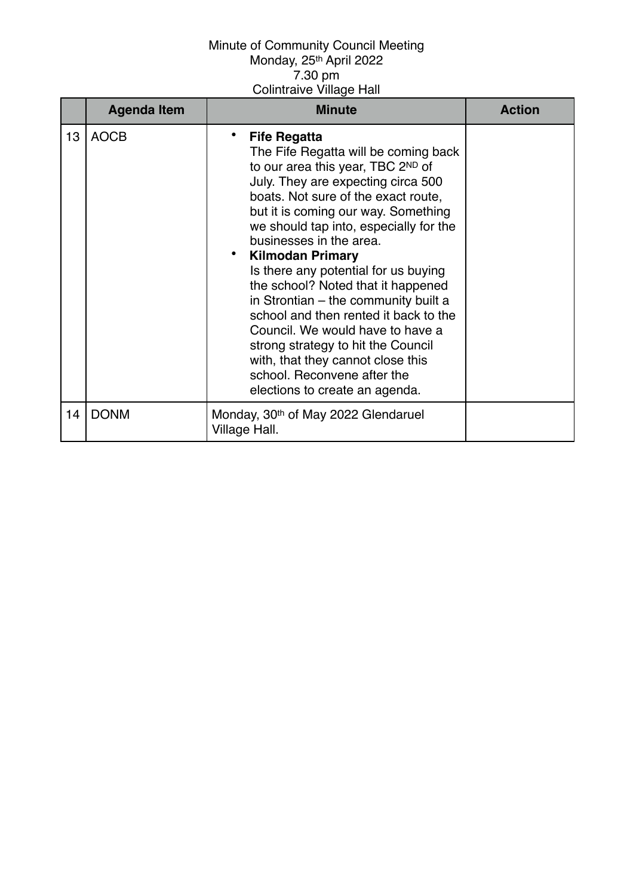Minute of Community Council Meeting
Monday, 25th April 2022
7.30 pm
Colintraive Village Hall

| | Agenda Item | Minute | Action |
|---|---|---|---|
| 13 | AOCB | • **Fife Regatta** The Fife Regatta will be coming back to our area this year, TBC 2ND of July. They are expecting circa 500 boats. Not sure of the exact route, but it is coming our way. Something we should tap into, especially for the businesses in the area. • **Kilmodan Primary** Is there any potential for us buying the school? Noted that it happened in Strontian – the community built a school and then rented it back to the Council. We would have to have a strong strategy to hit the Council with, that they cannot close this school. Reconvene after the elections to create an agenda. | |
| 14 | DONM | Monday, 30th of May 2022 Glendaruel Village Hall. | |